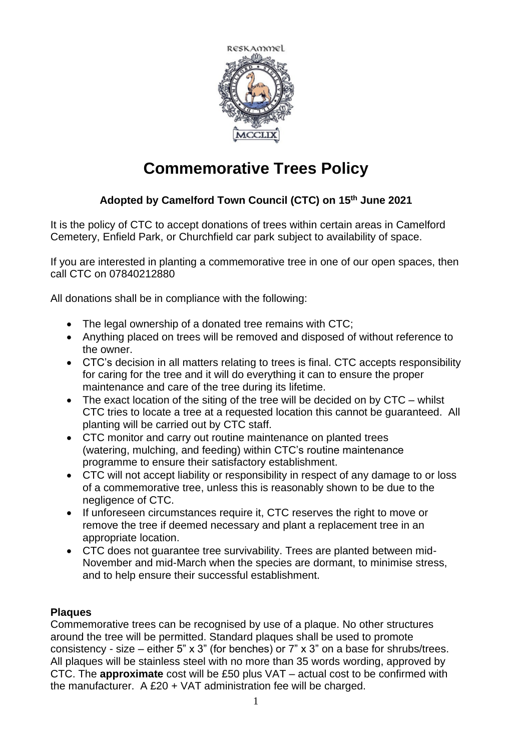# Commemorative Trees Policy

**Adopted by Camelford Town Council (CTC) on 15th June 2021**

It is the policy of CTC to accept donations of trees within certain areas in Camelford Cemetery, Enfield Park, or Churchfield car park subject to availability of space.

If you are interested in planting a commemorative tree in one of our open spaces, then call CTC on 07840212880

All donations shall be in compliance with the following:

- The legal ownership of a donated tree remains with CTC;
- Anything placed on trees will be removed and disposed of without reference to the owner.
- CTC's decision in all matters relating to trees is final. CTC accepts responsibility for caring for the tree and it will do everything it can to ensure the proper maintenance and care of the tree during its lifetime.
- The exact location of the siting of the tree will be decided on by CTC – whilst CTC tries to locate a tree at a requested location this cannot be guaranteed. All planting will be carried out by CTC staff.
- CTC monitor and carry out routine maintenance on planted trees (watering, mulching, and feeding) within CTC's routine maintenance programme to ensure their satisfactory establishment.
- CTC will not accept liability or responsibility in respect of any damage to or loss of a commemorative tree, unless this is reasonably shown to be due to the negligence of CTC.
- If unforeseen circumstances require it, CTC reserves the right to move or remove the tree if deemed necessary and plant a replacement tree in an appropriate location.
- CTC does not guarantee tree survivability. Trees are planted between mid-November and mid-March when the species are dormant, to minimise stress, and to help ensure their successful establishment.

### Plaques

Commemorative trees can be recognised by use of a plaque. No other structures around the tree will be permitted. Standard plaques shall be used to promote consistency - size – either 5" x 3" (for benches) or 7" x 3" on a base for shrubs/trees. All plaques will be stainless steel with no more than 35 words wording, approved by CTC. The **approximate** cost will be £50 plus VAT – actual cost to be confirmed with the manufacturer. A £20 + VAT administration fee will be charged.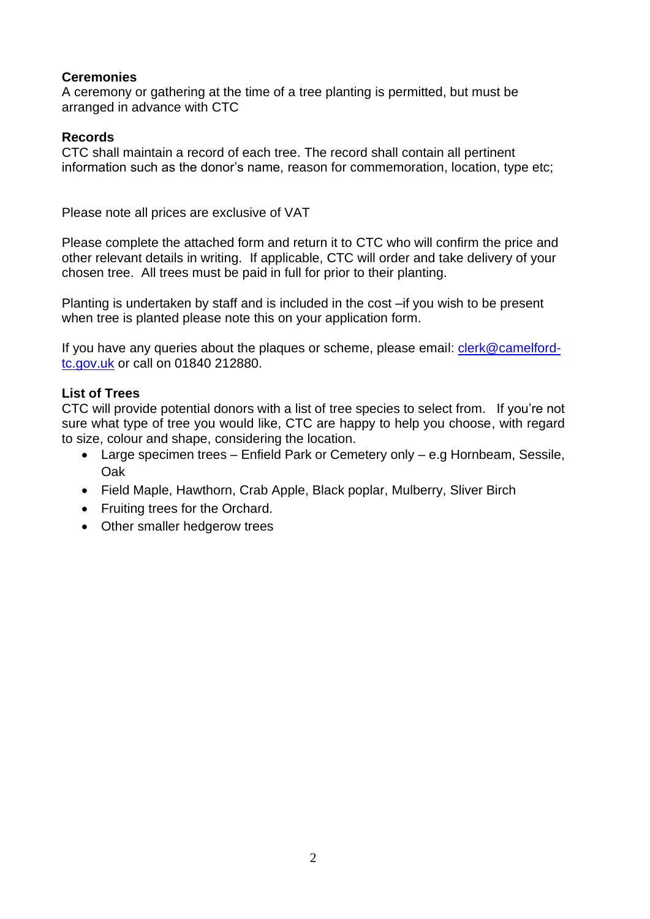**Ceremonies**

A ceremony or gathering at the time of a tree planting is permitted, but must be arranged in advance with CTC

**Records**

CTC shall maintain a record of each tree. The record shall contain all pertinent information such as the donor's name, reason for commemoration, location, type etc;

Please note all prices are exclusive of VAT

Please complete the attached form and return it to CTC who will confirm the price and other relevant details in writing. If applicable, CTC will order and take delivery of your chosen tree. All trees must be paid in full for prior to their planting.

Planting is undertaken by staff and is included in the cost –if you wish to be present when tree is planted please note this on your application form.

If you have any queries about the plaques or scheme, please email: clerk@camelford-tc.gov.uk or call on 01840 212880.

**List of Trees**

CTC will provide potential donors with a list of tree species to select from. If you're not sure what type of tree you would like, CTC are happy to help you choose, with regard to size, colour and shape, considering the location.

- Large specimen trees – Enfield Park or Cemetery only – e.g Hornbeam, Sessile, Oak
- Field Maple, Hawthorn, Crab Apple, Black poplar, Mulberry, Sliver Birch
- Fruiting trees for the Orchard.
- Other smaller hedgerow trees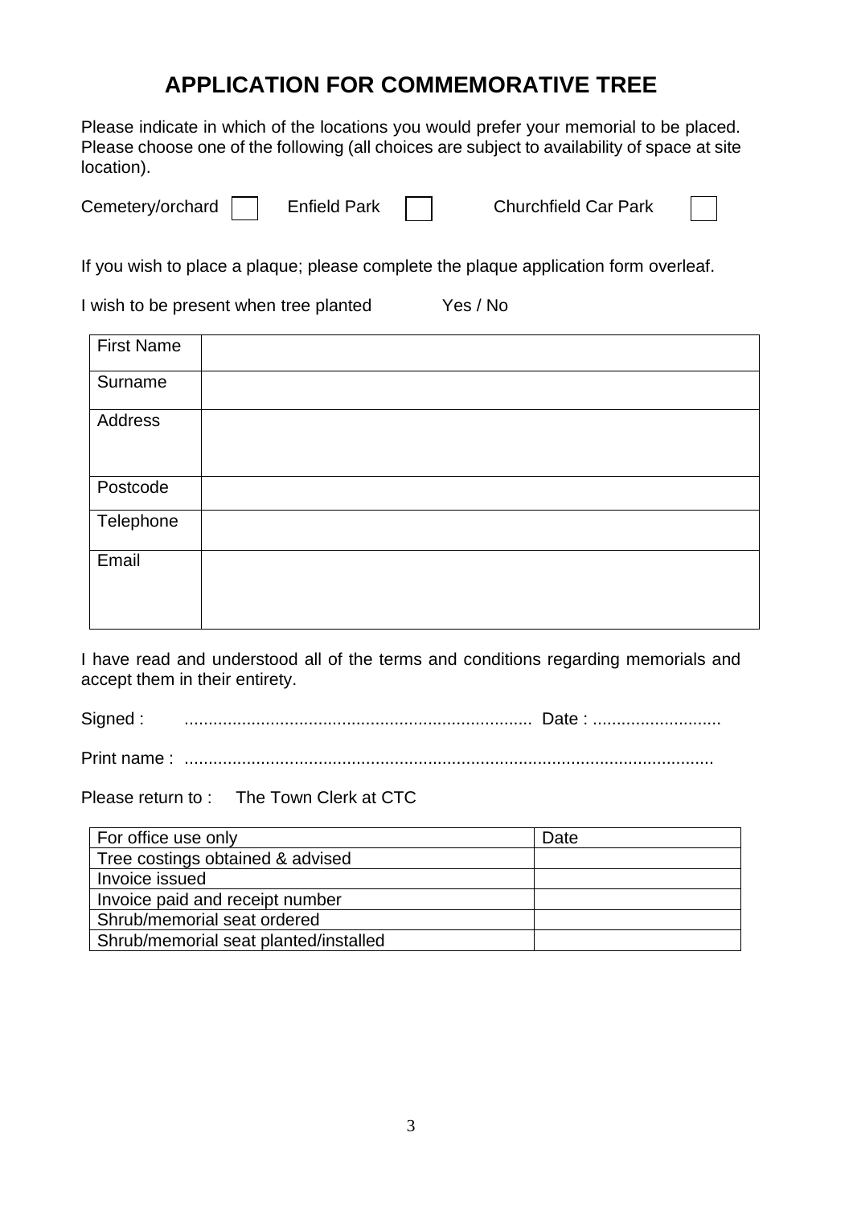# APPLICATION FOR COMMEMORATIVE TREE

Please indicate in which of the locations you would prefer your memorial to be placed. Please choose one of the following (all choices are subject to availability of space at site location).

Cemetery/orchard ☐ Enfield Park ☐ Churchfield Car Park ☐

If you wish to place a plaque; please complete the plaque application form overleaf.

I wish to be present when tree planted Yes / No

| | |
|---|---|
| First Name | |
| Surname | |
| Address | |
| Postcode | |
| Telephone | |
| Email | |

I have read and understood all of the terms and conditions regarding memorials and accept them in their entirety.

Signed : ........................................................................ Date : ...........................

Print name : .............................................................................................................

Please return to : The Town Clerk at CTC

| For office use only | Date |
|---|---|
| Tree costings obtained & advised | |
| Invoice issued | |
| Invoice paid and receipt number | |
| Shrub/memorial seat ordered | |
| Shrub/memorial seat planted/installed | |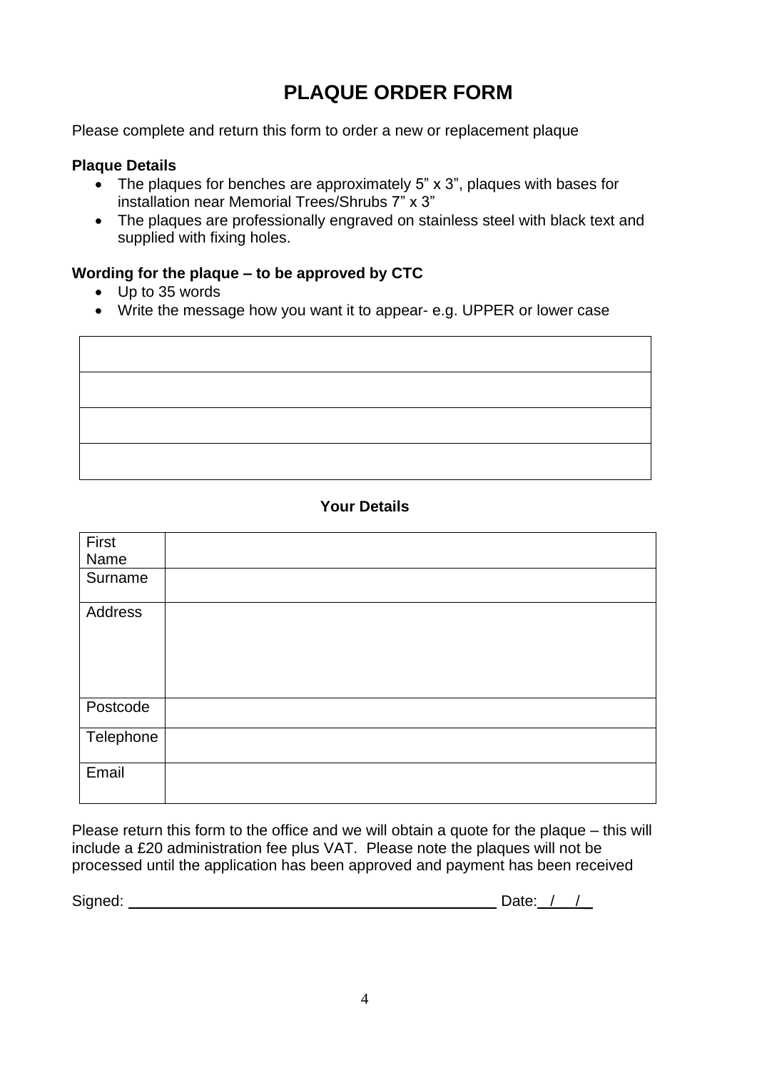# PLAQUE ORDER FORM

Please complete and return this form to order a new or replacement plaque

**Plaque Details**

- The plaques for benches are approximately 5" x 3", plaques with bases for installation near Memorial Trees/Shrubs 7" x 3"
- The plaques are professionally engraved on stainless steel with black text and supplied with fixing holes.

**Wording for the plaque – to be approved by CTC**

- Up to 35 words
- Write the message how you want it to appear- e.g. UPPER or lower case

| |
|---|
| |
| |
| |
| |

**Your Details**

| | |
|---|---|
| First Name | |
| Surname | |
| Address | |
| Postcode | |
| Telephone | |
| Email | |

Please return this form to the office and we will obtain a quote for the plaque – this will include a £20 administration fee plus VAT. Please note the plaques will not be processed until the application has been approved and payment has been received

Signed: ______________________________ Date: __/__/__